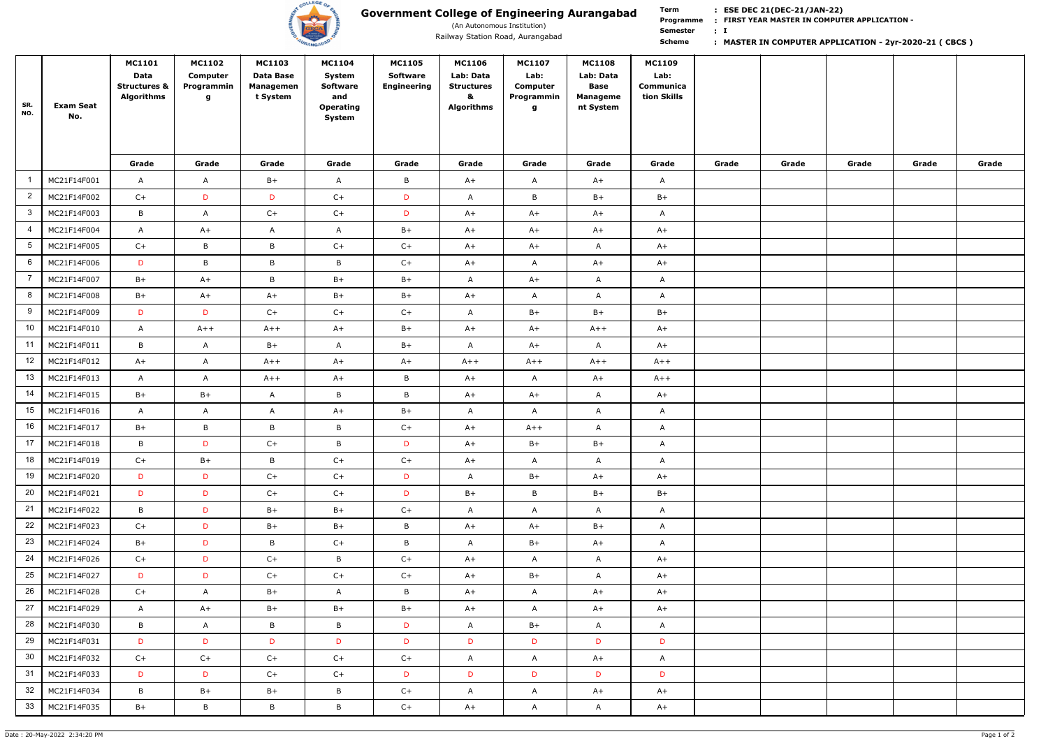# Government College of Engineering Aurangabad

(An Autonomous Institution)

Railway Station Road, Aurangabad

**Term** : **ESE DEC 21(DEC-21/JAN-22)**
**Programme** : **FIRST YEAR MASTER IN COMPUTER APPLICATION -**
**Semester** : **I**
**Scheme** : **MASTER IN COMPUTER APPLICATION - 2yr-2020-21 ( CBCS )**

| SR. NO. | Exam Seat No. | MC1101 Data Structures & Algorithms | MC1102 Computer Programming | MC1103 Data Base Management System | MC1104 System Software and Operating System | MC1105 Software Engineering | MC1106 Lab: Data Structures & Algorithms | MC1107 Lab: Computer Programming | MC1108 Lab: Data Base Management System | MC1109 Lab: Communication Skills | | | | | |
|---|---|---|---|---|---|---|---|---|---|---|---|---|---|---|---|
| | | Grade | Grade | Grade | Grade | Grade | Grade | Grade | Grade | Grade | Grade | Grade | Grade | Grade | Grade |
| 1 | MC21F14F001 | A | A | B+ | A | B | A+ | A | A+ | A | | | | | |
| 2 | MC21F14F002 | C+ | D | D | C+ | D | A | B | B+ | B+ | | | | | |
| 3 | MC21F14F003 | B | A | C+ | C+ | D | A+ | A+ | A+ | A | | | | | |
| 4 | MC21F14F004 | A | A+ | A | A | B+ | A+ | A+ | A+ | A+ | | | | | |
| 5 | MC21F14F005 | C+ | B | B | C+ | C+ | A+ | A+ | A | A+ | | | | | |
| 6 | MC21F14F006 | D | B | B | B | C+ | A+ | A | A+ | A+ | | | | | |
| 7 | MC21F14F007 | B+ | A+ | B | B+ | B+ | A | A+ | A | A | | | | | |
| 8 | MC21F14F008 | B+ | A+ | A+ | B+ | B+ | A+ | A | A | A | | | | | |
| 9 | MC21F14F009 | D | D | C+ | C+ | C+ | A | B+ | B+ | B+ | | | | | |
| 10 | MC21F14F010 | A | A++ | A++ | A+ | B+ | A+ | A+ | A++ | A+ | | | | | |
| 11 | MC21F14F011 | B | A | B+ | A | B+ | A | A+ | A | A+ | | | | | |
| 12 | MC21F14F012 | A+ | A | A++ | A+ | A+ | A++ | A++ | A++ | A++ | | | | | |
| 13 | MC21F14F013 | A | A | A++ | A+ | B | A+ | A | A+ | A++ | | | | | |
| 14 | MC21F14F015 | B+ | B+ | A | B | B | A+ | A+ | A | A+ | | | | | |
| 15 | MC21F14F016 | A | A | A | A+ | B+ | A | A | A | A | | | | | |
| 16 | MC21F14F017 | B+ | B | B | B | C+ | A+ | A++ | A | A | | | | | |
| 17 | MC21F14F018 | B | D | C+ | B | D | A+ | B+ | B+ | A | | | | | |
| 18 | MC21F14F019 | C+ | B+ | B | C+ | C+ | A+ | A | A | A | | | | | |
| 19 | MC21F14F020 | D | D | C+ | C+ | D | A | B+ | A+ | A+ | | | | | |
| 20 | MC21F14F021 | D | D | C+ | C+ | D | B+ | B | B+ | B+ | | | | | |
| 21 | MC21F14F022 | B | D | B+ | B+ | C+ | A | A | A | A | | | | | |
| 22 | MC21F14F023 | C+ | D | B+ | B+ | B | A+ | A+ | B+ | A | | | | | |
| 23 | MC21F14F024 | B+ | D | B | C+ | B | A | B+ | A+ | A | | | | | |
| 24 | MC21F14F026 | C+ | D | C+ | B | C+ | A+ | A | A | A+ | | | | | |
| 25 | MC21F14F027 | D | D | C+ | C+ | C+ | A+ | B+ | A | A+ | | | | | |
| 26 | MC21F14F028 | C+ | A | B+ | A | B | A+ | A | A+ | A+ | | | | | |
| 27 | MC21F14F029 | A | A+ | B+ | B+ | B+ | A+ | A | A+ | A+ | | | | | |
| 28 | MC21F14F030 | B | A | B | B | D | A | B+ | A | A | | | | | |
| 29 | MC21F14F031 | D | D | D | D | D | D | D | D | D | | | | | |
| 30 | MC21F14F032 | C+ | C+ | C+ | C+ | C+ | A | A | A+ | A | | | | | |
| 31 | MC21F14F033 | D | D | C+ | C+ | D | D | D | D | D | | | | | |
| 32 | MC21F14F034 | B | B+ | B+ | B | C+ | A | A | A+ | A+ | | | | | |
| 33 | MC21F14F035 | B+ | B | B | B | C+ | A+ | A | A | A+ | | | | | |

Date : 20-May-2022 2:34:20 PM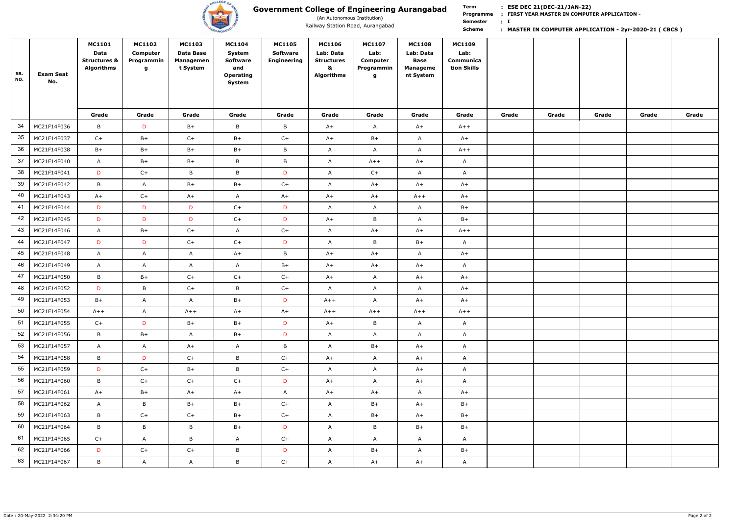# Government College of Engineering Aurangabad

(An Autonomous Institution)

Railway Station Road, Aurangabad

**Term** : ESE DEC 21(DEC-21/JAN-22)
**Programme** : FIRST YEAR MASTER IN COMPUTER APPLICATION -
**Semester** : I
**Scheme** : MASTER IN COMPUTER APPLICATION - 2yr-2020-21 ( CBCS )

| SR. NO. | Exam Seat No. | MC1101 Data Structures & Algorithms | MC1102 Computer Programming | MC1103 Data Base Management System | MC1104 System Software and Operating System | MC1105 Software Engineering | MC1106 Lab: Data Structures & Algorithms | MC1107 Lab: Computer Programming | MC1108 Lab: Data Base Management System | MC1109 Lab: Communication Skills | | | | | |
|---|---|---|---|---|---|---|---|---|---|---|---|---|---|---|---|
| | | Grade | Grade | Grade | Grade | Grade | Grade | Grade | Grade | Grade | Grade | Grade | Grade | Grade | Grade |
| 34 | MC21F14F036 | B | D | B+ | B | B | A+ | A | A+ | A++ | | | | | |
| 35 | MC21F14F037 | C+ | B+ | C+ | B+ | C+ | A+ | B+ | A | A+ | | | | | |
| 36 | MC21F14F038 | B+ | B+ | B+ | B+ | B | A | A | A | A++ | | | | | |
| 37 | MC21F14F040 | A | B+ | B+ | B | B | A | A++ | A+ | A | | | | | |
| 38 | MC21F14F041 | D | C+ | B | B | D | A | C+ | A | A | | | | | |
| 39 | MC21F14F042 | B | A | B+ | B+ | C+ | A | A+ | A+ | A+ | | | | | |
| 40 | MC21F14F043 | A+ | C+ | A+ | A | A+ | A+ | A+ | A++ | A+ | | | | | |
| 41 | MC21F14F044 | D | D | D | C+ | D | A | A | A | B+ | | | | | |
| 42 | MC21F14F045 | D | D | D | C+ | D | A+ | B | A | B+ | | | | | |
| 43 | MC21F14F046 | A | B+ | C+ | A | C+ | A | A+ | A+ | A++ | | | | | |
| 44 | MC21F14F047 | D | D | C+ | C+ | D | A | B | B+ | A | | | | | |
| 45 | MC21F14F048 | A | A | A | A+ | B | A+ | A+ | A | A+ | | | | | |
| 46 | MC21F14F049 | A | A | A | A | B+ | A+ | A+ | A+ | A | | | | | |
| 47 | MC21F14F050 | B | B+ | C+ | C+ | C+ | A+ | A | A+ | A+ | | | | | |
| 48 | MC21F14F052 | D | B | C+ | B | C+ | A | A | A | A+ | | | | | |
| 49 | MC21F14F053 | B+ | A | A | B+ | D | A++ | A | A+ | A+ | | | | | |
| 50 | MC21F14F054 | A++ | A | A++ | A+ | A+ | A++ | A++ | A++ | A++ | | | | | |
| 51 | MC21F14F055 | C+ | D | B+ | B+ | D | A+ | B | A | A | | | | | |
| 52 | MC21F14F056 | B | B+ | A | B+ | D | A | A | A | A | | | | | |
| 53 | MC21F14F057 | A | A | A+ | A | B | A | B+ | A+ | A | | | | | |
| 54 | MC21F14F058 | B | D | C+ | B | C+ | A+ | A | A+ | A | | | | | |
| 55 | MC21F14F059 | D | C+ | B+ | B | C+ | A | A | A+ | A | | | | | |
| 56 | MC21F14F060 | B | C+ | C+ | C+ | D | A+ | A | A+ | A | | | | | |
| 57 | MC21F14F061 | A+ | B+ | A+ | A+ | A | A+ | A+ | A | A+ | | | | | |
| 58 | MC21F14F062 | A | B | B+ | B+ | C+ | A | B+ | A+ | B+ | | | | | |
| 59 | MC21F14F063 | B | C+ | C+ | B+ | C+ | A | B+ | A+ | B+ | | | | | |
| 60 | MC21F14F064 | B | B | B | B+ | D | A | B | B+ | B+ | | | | | |
| 61 | MC21F14F065 | C+ | A | B | A | C+ | A | A | A | A | | | | | |
| 62 | MC21F14F066 | D | C+ | C+ | B | D | A | B+ | A | B+ | | | | | |
| 63 | MC21F14F067 | B | A | A | B | C+ | A | A+ | A+ | A | | | | | |

Date : 20-May-2022 2:34:20 PM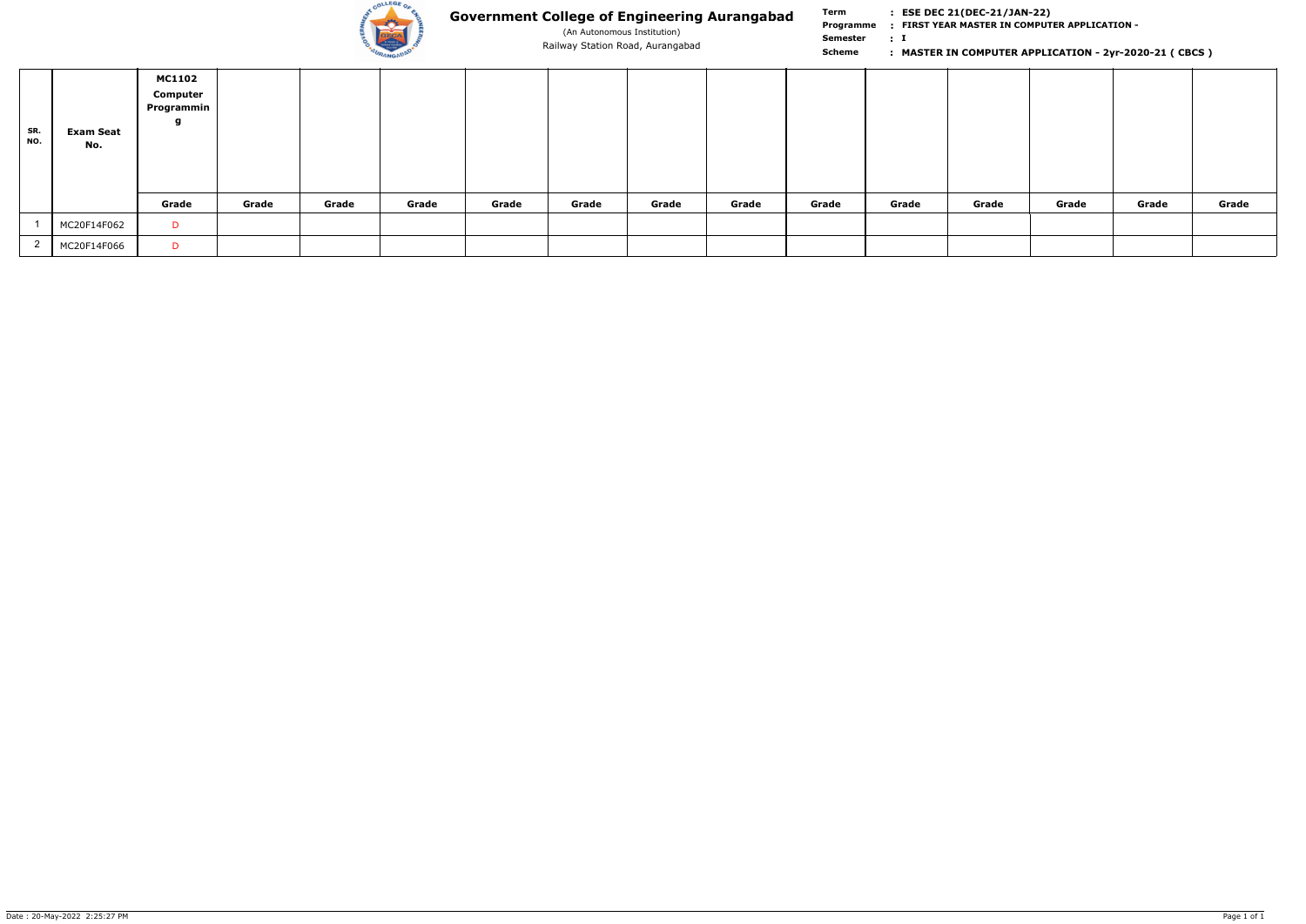# Government College of Engineering Aurangabad

(An Autonomous Institution)

Railway Station Road, Aurangabad

**Term** : **ESE DEC 21(DEC-21/JAN-22)**
**Programme** : **FIRST YEAR MASTER IN COMPUTER APPLICATION -**
**Semester** : **I**
**Scheme** : **MASTER IN COMPUTER APPLICATION - 2yr-2020-21 ( CBCS )**

| SR. NO. | Exam Seat No. | MC1102 Computer Programming | | | | | | | | | | | | | |
|---|---|---|---|---|---|---|---|---|---|---|---|---|---|---|---|
| | | Grade | Grade | Grade | Grade | Grade | Grade | Grade | Grade | Grade | Grade | Grade | Grade | Grade | Grade |
| 1 | MC20F14F062 | D | | | | | | | | | | | | | |
| 2 | MC20F14F066 | D | | | | | | | | | | | | | |

Date : 20-May-2022 2:25:27 PM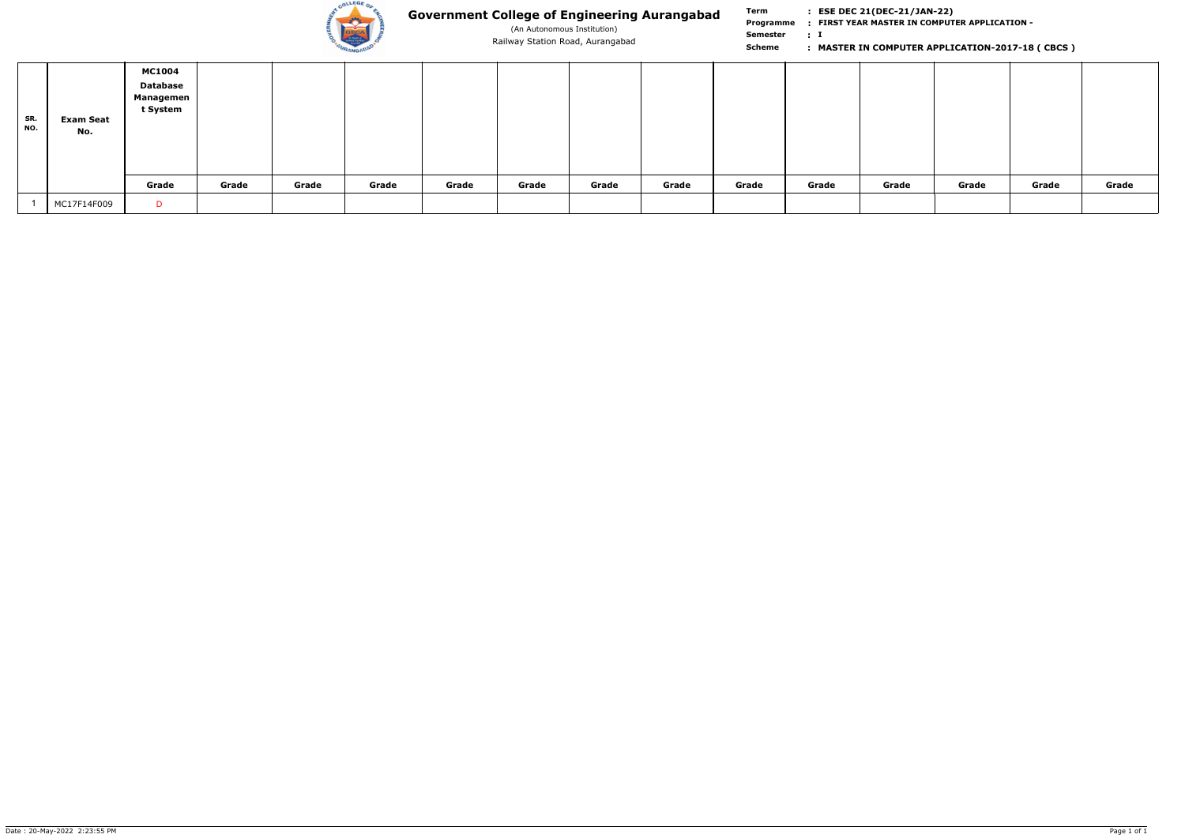# Government College of Engineering Aurangabad

(An Autonomous Institution)

Railway Station Road, Aurangabad

**Term** : **ESE DEC 21(DEC-21/JAN-22)**
**Programme** : **FIRST YEAR MASTER IN COMPUTER APPLICATION -**
**Semester** : **I**
**Scheme** : **MASTER IN COMPUTER APPLICATION-2017-18 ( CBCS )**

| SR. NO. | Exam Seat No. | MC1004 Database Management System | | | | | | | | | | | | | |
|---|---|---|---|---|---|---|---|---|---|---|---|---|---|---|---|
| | | Grade | Grade | Grade | Grade | Grade | Grade | Grade | Grade | Grade | Grade | Grade | Grade | Grade | Grade |
| 1 | MC17F14F009 | D | | | | | | | | | | | | | |

Date : 20-May-2022 2:23:55 PM